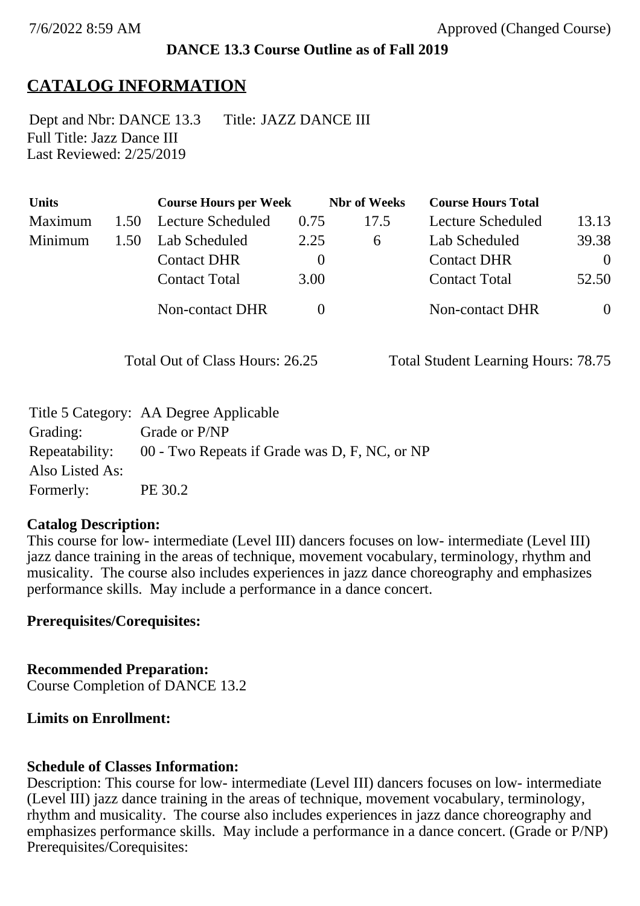7/6/2022 8:59 AM Approved (Changed Course)

**DANCE 13.3 Course Outline as of Fall 2019**

# CATALOG INFORMATION

Dept and Nbr: DANCE 13.3 Title: JAZZ DANCE III
Full Title: Jazz Dance III
Last Reviewed: 2/25/2019

| Units | | Course Hours per Week | | Nbr of Weeks | Course Hours Total | |
|---|---|---|---|---|---|---|
| Maximum | 1.50 | Lecture Scheduled | 0.75 | 17.5 | Lecture Scheduled | 13.13 |
| Minimum | 1.50 | Lab Scheduled | 2.25 | 6 | Lab Scheduled | 39.38 |
| | | Contact DHR | 0 | | Contact DHR | 0 |
| | | Contact Total | 3.00 | | Contact Total | 52.50 |
| | | Non-contact DHR | 0 | | Non-contact DHR | 0 |

Total Out of Class Hours: 26.25 Total Student Learning Hours: 78.75

| | |
|---|---|
| Title 5 Category: | AA Degree Applicable |
| Grading: | Grade or P/NP |
| Repeatability: | 00 - Two Repeats if Grade was D, F, NC, or NP |
| Also Listed As: | |
| Formerly: | PE 30.2 |

**Catalog Description:**
This course for low- intermediate (Level III) dancers focuses on low- intermediate (Level III) jazz dance training in the areas of technique, movement vocabulary, terminology, rhythm and musicality. The course also includes experiences in jazz dance choreography and emphasizes performance skills. May include a performance in a dance concert.

**Prerequisites/Corequisites:**

**Recommended Preparation:**
Course Completion of DANCE 13.2

**Limits on Enrollment:**

**Schedule of Classes Information:**
Description: This course for low- intermediate (Level III) dancers focuses on low- intermediate (Level III) jazz dance training in the areas of technique, movement vocabulary, terminology, rhythm and musicality. The course also includes experiences in jazz dance choreography and emphasizes performance skills. May include a performance in a dance concert. (Grade or P/NP)
Prerequisites/Corequisites: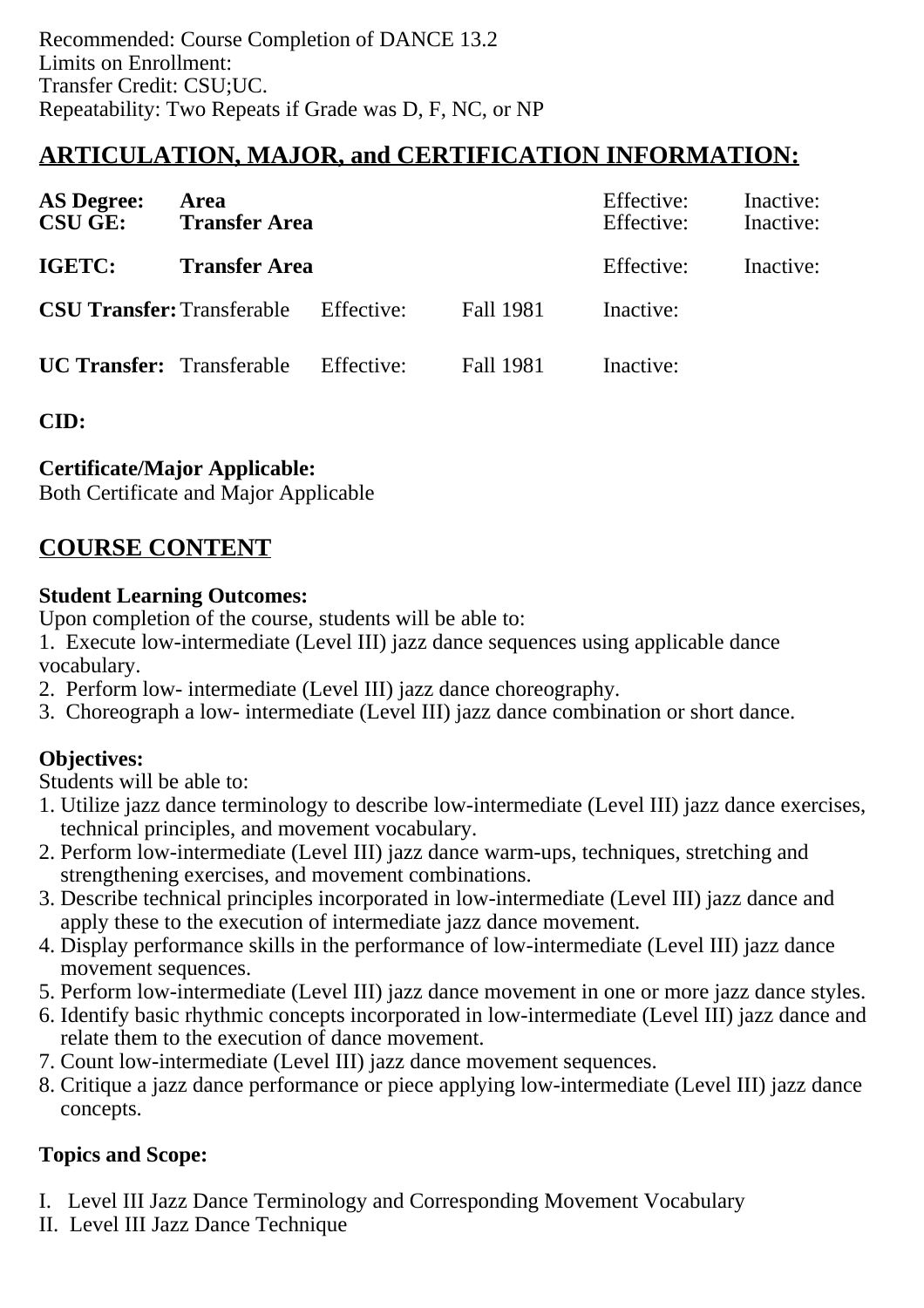Recommended: Course Completion of DANCE 13.2
Limits on Enrollment:
Transfer Credit: CSU;UC.
Repeatability: Two Repeats if Grade was D, F, NC, or NP

## ARTICULATION, MAJOR, and CERTIFICATION INFORMATION:

| | | | | | |
|---|---|---|---|---|---|
| **AS Degree:** | **Area** | | | Effective: | Inactive: |
| **CSU GE:** | **Transfer Area** | | | Effective: | Inactive: |
| **IGETC:** | **Transfer Area** | | | Effective: | Inactive: |
| **CSU Transfer:** | Transferable | Effective: | Fall 1981 | Inactive: | |
| **UC Transfer:** | Transferable | Effective: | Fall 1981 | Inactive: | |

**CID:**

**Certificate/Major Applicable:**
Both Certificate and Major Applicable

## COURSE CONTENT

**Student Learning Outcomes:**
Upon completion of the course, students will be able to:
1. Execute low-intermediate (Level III) jazz dance sequences using applicable dance vocabulary.
2. Perform low- intermediate (Level III) jazz dance choreography.
3. Choreograph a low- intermediate (Level III) jazz dance combination or short dance.

**Objectives:**
Students will be able to:
1. Utilize jazz dance terminology to describe low-intermediate (Level III) jazz dance exercises, technical principles, and movement vocabulary.
2. Perform low-intermediate (Level III) jazz dance warm-ups, techniques, stretching and strengthening exercises, and movement combinations.
3. Describe technical principles incorporated in low-intermediate (Level III) jazz dance and apply these to the execution of intermediate jazz dance movement.
4. Display performance skills in the performance of low-intermediate (Level III) jazz dance movement sequences.
5. Perform low-intermediate (Level III) jazz dance movement in one or more jazz dance styles.
6. Identify basic rhythmic concepts incorporated in low-intermediate (Level III) jazz dance and relate them to the execution of dance movement.
7. Count low-intermediate (Level III) jazz dance movement sequences.
8. Critique a jazz dance performance or piece applying low-intermediate (Level III) jazz dance concepts.

**Topics and Scope:**

I. Level III Jazz Dance Terminology and Corresponding Movement Vocabulary
II. Level III Jazz Dance Technique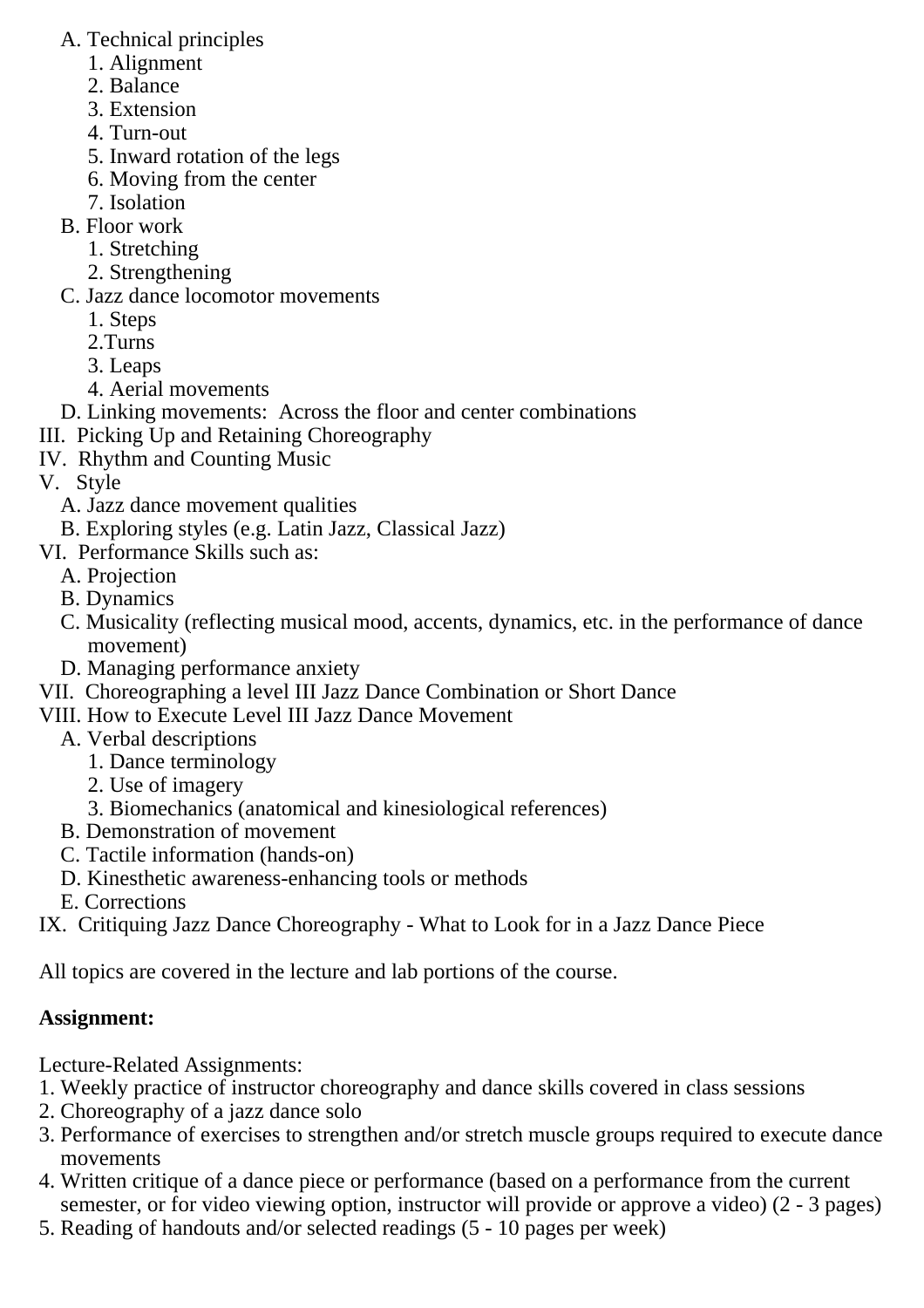A. Technical principles
   1. Alignment
   2. Balance
   3. Extension
   4. Turn-out
   5. Inward rotation of the legs
   6. Moving from the center
   7. Isolation

B. Floor work
   1. Stretching
   2. Strengthening

C. Jazz dance locomotor movements
   1. Steps
   2.Turns
   3. Leaps
   4. Aerial movements

D. Linking movements: Across the floor and center combinations

III. Picking Up and Retaining Choreography

IV. Rhythm and Counting Music

V. Style

A. Jazz dance movement qualities

B. Exploring styles (e.g. Latin Jazz, Classical Jazz)

VI. Performance Skills such as:

A. Projection

B. Dynamics

C. Musicality (reflecting musical mood, accents, dynamics, etc. in the performance of dance movement)

D. Managing performance anxiety

VII. Choreographing a level III Jazz Dance Combination or Short Dance

VIII. How to Execute Level III Jazz Dance Movement

A. Verbal descriptions
   1. Dance terminology
   2. Use of imagery
   3. Biomechanics (anatomical and kinesiological references)

B. Demonstration of movement

C. Tactile information (hands-on)

D. Kinesthetic awareness-enhancing tools or methods

E. Corrections

IX. Critiquing Jazz Dance Choreography - What to Look for in a Jazz Dance Piece

All topics are covered in the lecture and lab portions of the course.

**Assignment:**

Lecture-Related Assignments:

1. Weekly practice of instructor choreography and dance skills covered in class sessions
2. Choreography of a jazz dance solo
3. Performance of exercises to strengthen and/or stretch muscle groups required to execute dance movements
4. Written critique of a dance piece or performance (based on a performance from the current semester, or for video viewing option, instructor will provide or approve a video) (2 - 3 pages)
5. Reading of handouts and/or selected readings (5 - 10 pages per week)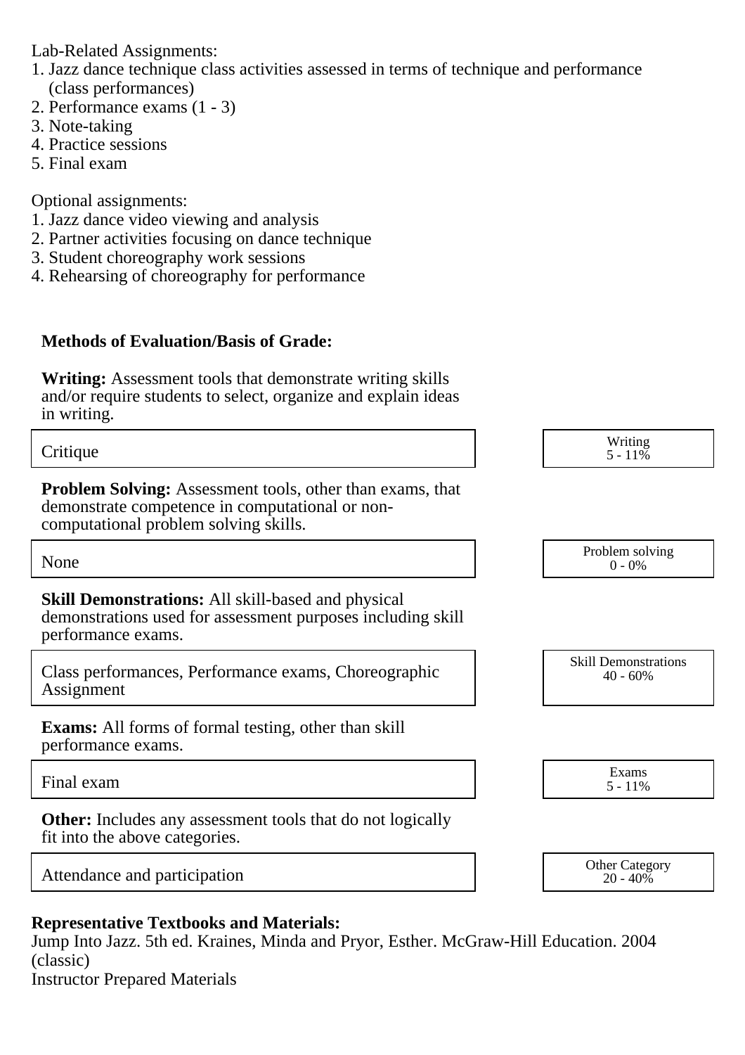Lab-Related Assignments:

1. Jazz dance technique class activities assessed in terms of technique and performance (class performances)
2. Performance exams (1 - 3)
3. Note-taking
4. Practice sessions
5. Final exam

Optional assignments:

1. Jazz dance video viewing and analysis
2. Partner activities focusing on dance technique
3. Student choreography work sessions
4. Rehearsing of choreography for performance

**Methods of Evaluation/Basis of Grade:**

**Writing:** Assessment tools that demonstrate writing skills and/or require students to select, organize and explain ideas in writing.

| | |
|---|---|
| Critique | Writing 5 - 11% |

**Problem Solving:** Assessment tools, other than exams, that demonstrate competence in computational or non-computational problem solving skills.

| | |
|---|---|
| None | Problem solving 0 - 0% |

**Skill Demonstrations:** All skill-based and physical demonstrations used for assessment purposes including skill performance exams.

| | |
|---|---|
| Class performances, Performance exams, Choreographic Assignment | Skill Demonstrations 40 - 60% |

**Exams:** All forms of formal testing, other than skill performance exams.

| | |
|---|---|
| Final exam | Exams 5 - 11% |

**Other:** Includes any assessment tools that do not logically fit into the above categories.

| | |
|---|---|
| Attendance and participation | Other Category 20 - 40% |

**Representative Textbooks and Materials:**

Jump Into Jazz. 5th ed. Kraines, Minda and Pryor, Esther. McGraw-Hill Education. 2004 (classic)
Instructor Prepared Materials